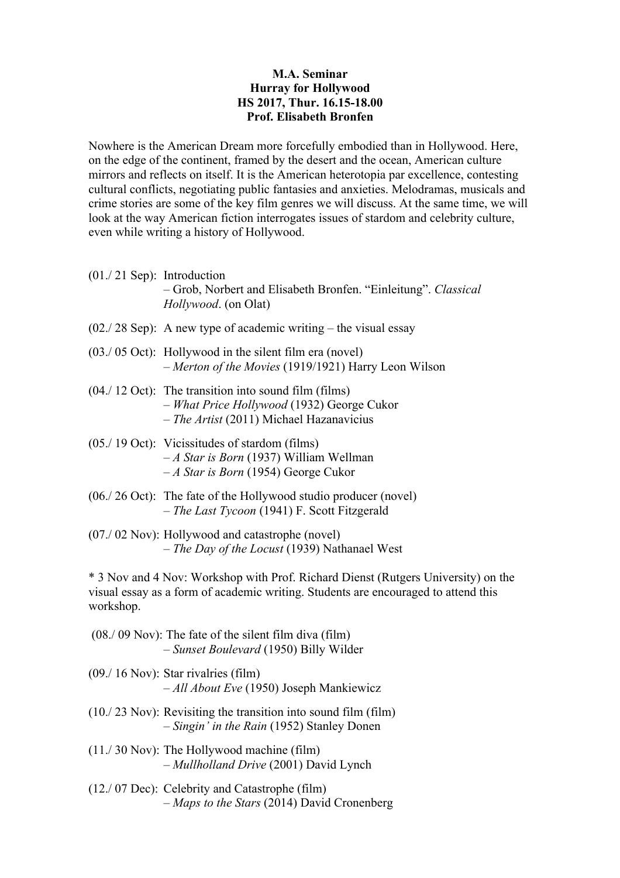**M.A. Seminar**
**Hurray for Hollywood**
**HS 2017, Thur. 16.15-18.00**
**Prof. Elisabeth Bronfen**

Nowhere is the American Dream more forcefully embodied than in Hollywood. Here, on the edge of the continent, framed by the desert and the ocean, American culture mirrors and reflects on itself. It is the American heterotopia par excellence, contesting cultural conflicts, negotiating public fantasies and anxieties. Melodramas, musicals and crime stories are some of the key film genres we will discuss. At the same time, we will look at the way American fiction interrogates issues of stardom and celebrity culture, even while writing a history of Hollywood.

(01./ 21 Sep): Introduction
– Grob, Norbert and Elisabeth Bronfen. "Einleitung". *Classical Hollywood*. (on Olat)

(02./ 28 Sep): A new type of academic writing – the visual essay

(03./ 05 Oct): Hollywood in the silent film era (novel)
– *Merton of the Movies* (1919/1921) Harry Leon Wilson

(04./ 12 Oct): The transition into sound film (films)
– *What Price Hollywood* (1932) George Cukor
– *The Artist* (2011) Michael Hazanavicius

(05./ 19 Oct): Vicissitudes of stardom (films)
– *A Star is Born* (1937) William Wellman
– *A Star is Born* (1954) George Cukor

(06./ 26 Oct): The fate of the Hollywood studio producer (novel)
– *The Last Tycoon* (1941) F. Scott Fitzgerald

(07./ 02 Nov): Hollywood and catastrophe (novel)
– *The Day of the Locust* (1939) Nathanael West

* 3 Nov and 4 Nov: Workshop with Prof. Richard Dienst (Rutgers University) on the visual essay as a form of academic writing. Students are encouraged to attend this workshop.

(08./ 09 Nov): The fate of the silent film diva (film)
– *Sunset Boulevard* (1950) Billy Wilder

(09./ 16 Nov): Star rivalries (film)
– *All About Eve* (1950) Joseph Mankiewicz

(10./ 23 Nov): Revisiting the transition into sound film (film)
– *Singin' in the Rain* (1952) Stanley Donen

(11./ 30 Nov): The Hollywood machine (film)
– *Mullholland Drive* (2001) David Lynch

(12./ 07 Dec): Celebrity and Catastrophe (film)
– *Maps to the Stars* (2014) David Cronenberg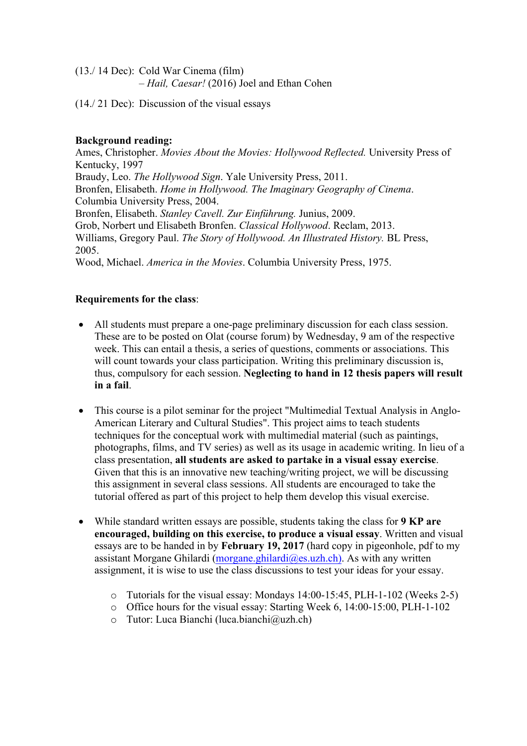(13./ 14 Dec): Cold War Cinema (film)
– *Hail, Caesar!* (2016) Joel and Ethan Cohen

(14./ 21 Dec): Discussion of the visual essays

**Background reading:**

Ames, Christopher. *Movies About the Movies: Hollywood Reflected.* University Press of Kentucky, 1997
Braudy, Leo. *The Hollywood Sign*. Yale University Press, 2011.
Bronfen, Elisabeth. *Home in Hollywood. The Imaginary Geography of Cinema*. Columbia University Press, 2004.
Bronfen, Elisabeth. *Stanley Cavell. Zur Einführung.* Junius, 2009.
Grob, Norbert und Elisabeth Bronfen. *Classical Hollywood*. Reclam, 2013.
Williams, Gregory Paul. *The Story of Hollywood. An Illustrated History.* BL Press, 2005.
Wood, Michael. *America in the Movies*. Columbia University Press, 1975.

**Requirements for the class**:

- All students must prepare a one-page preliminary discussion for each class session. These are to be posted on Olat (course forum) by Wednesday, 9 am of the respective week. This can entail a thesis, a series of questions, comments or associations. This will count towards your class participation. Writing this preliminary discussion is, thus, compulsory for each session. **Neglecting to hand in 12 thesis papers will result in a fail**.

- This course is a pilot seminar for the project "Multimedial Textual Analysis in Anglo-American Literary and Cultural Studies". This project aims to teach students techniques for the conceptual work with multimedial material (such as paintings, photographs, films, and TV series) as well as its usage in academic writing. In lieu of a class presentation, **all students are asked to partake in a visual essay exercise**. Given that this is an innovative new teaching/writing project, we will be discussing this assignment in several class sessions. All students are encouraged to take the tutorial offered as part of this project to help them develop this visual exercise.

- While standard written essays are possible, students taking the class for **9 KP are encouraged, building on this exercise, to produce a visual essay**. Written and visual essays are to be handed in by **February 19, 2017** (hard copy in pigeonhole, pdf to my assistant Morgane Ghilardi (morgane.ghilardi@es.uzh.ch). As with any written assignment, it is wise to use the class discussions to test your ideas for your essay.
    - Tutorials for the visual essay: Mondays 14:00-15:45, PLH-1-102 (Weeks 2-5)
    - Office hours for the visual essay: Starting Week 6, 14:00-15:00, PLH-1-102
    - Tutor: Luca Bianchi (luca.bianchi@uzh.ch)